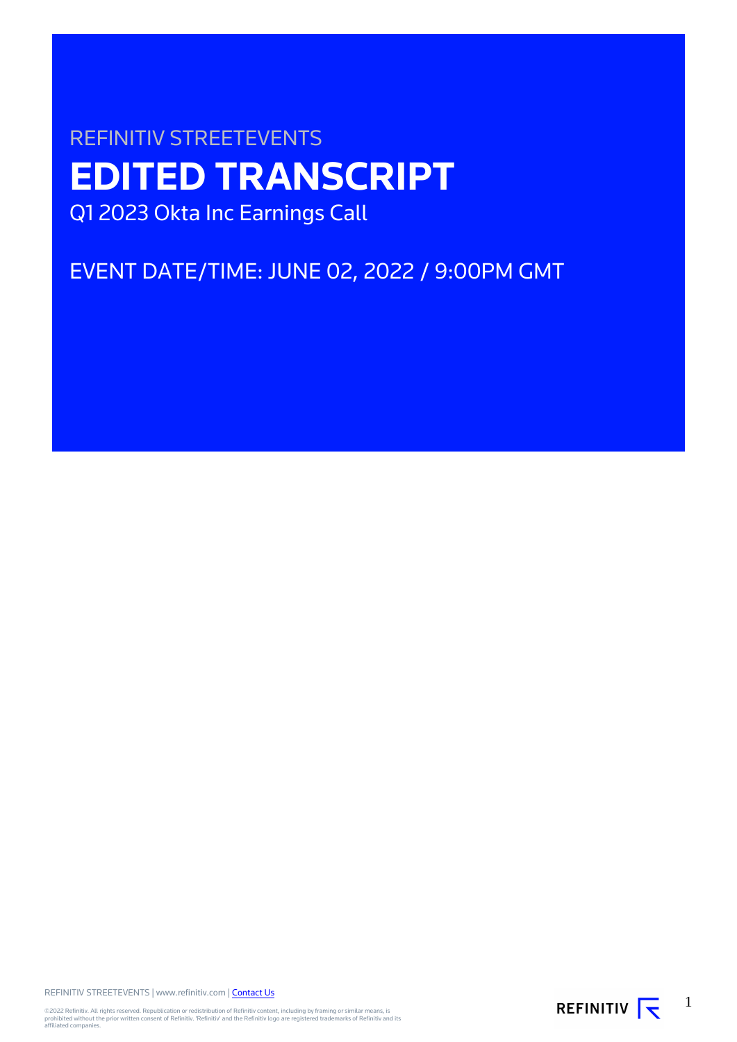REFINITIV STREETEVENTS

# EDITED TRANSCRIPT

Q1 2023 Okta Inc Earnings Call

EVENT DATE/TIME: JUNE 02, 2022 / 9:00PM GMT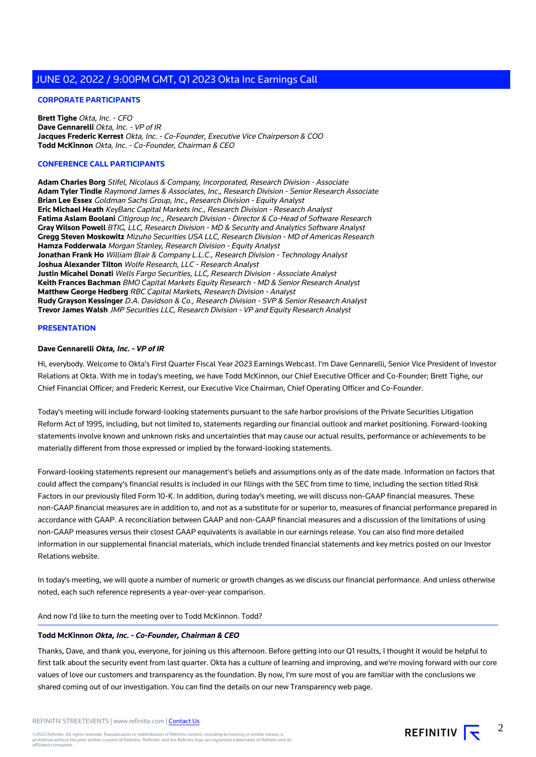## CORPORATE PARTICIPANTS

**Brett Tighe** *Okta, Inc. - CFO*
**Dave Gennarelli** *Okta, Inc. - VP of IR*
**Jacques Frederic Kerrest** *Okta, Inc. - Co-Founder, Executive Vice Chairperson & COO*
**Todd McKinnon** *Okta, Inc. - Co-Founder, Chairman & CEO*

## CONFERENCE CALL PARTICIPANTS

**Adam Charles Borg** *Stifel, Nicolaus & Company, Incorporated, Research Division - Associate*
**Adam Tyler Tindle** *Raymond James & Associates, Inc., Research Division - Senior Research Associate*
**Brian Lee Essex** *Goldman Sachs Group, Inc., Research Division - Equity Analyst*
**Eric Michael Heath** *KeyBanc Capital Markets Inc., Research Division - Research Analyst*
**Fatima Aslam Boolani** *Citigroup Inc., Research Division - Director & Co-Head of Software Research*
**Gray Wilson Powell** *BTIG, LLC, Research Division - MD & Security and Analytics Software Analyst*
**Gregg Steven Moskowitz** *Mizuho Securities USA LLC, Research Division - MD of Americas Research*
**Hamza Fodderwala** *Morgan Stanley, Research Division - Equity Analyst*
**Jonathan Frank Ho** *William Blair & Company L.L.C., Research Division - Technology Analyst*
**Joshua Alexander Tilton** *Wolfe Research, LLC - Research Analyst*
**Justin Micahel Donati** *Wells Fargo Securities, LLC, Research Division - Associate Analyst*
**Keith Frances Bachman** *BMO Capital Markets Equity Research - MD & Senior Research Analyst*
**Matthew George Hedberg** *RBC Capital Markets, Research Division - Analyst*
**Rudy Grayson Kessinger** *D.A. Davidson & Co., Research Division - SVP & Senior Research Analyst*
**Trevor James Walsh** *JMP Securities LLC, Research Division - VP and Equity Research Analyst*

## PRESENTATION

**Dave Gennarelli** ***Okta, Inc. - VP of IR***

Hi, everybody. Welcome to Okta's First Quarter Fiscal Year 2023 Earnings Webcast. I'm Dave Gennarelli, Senior Vice President of Investor Relations at Okta. With me in today's meeting, we have Todd McKinnon, our Chief Executive Officer and Co-Founder; Brett Tighe, our Chief Financial Officer; and Frederic Kerrest, our Executive Vice Chairman, Chief Operating Officer and Co-Founder.

Today's meeting will include forward-looking statements pursuant to the safe harbor provisions of the Private Securities Litigation Reform Act of 1995, including, but not limited to, statements regarding our financial outlook and market positioning. Forward-looking statements involve known and unknown risks and uncertainties that may cause our actual results, performance or achievements to be materially different from those expressed or implied by the forward-looking statements.

Forward-looking statements represent our management's beliefs and assumptions only as of the date made. Information on factors that could affect the company's financial results is included in our filings with the SEC from time to time, including the section titled Risk Factors in our previously filed Form 10-K. In addition, during today's meeting, we will discuss non-GAAP financial measures. These non-GAAP financial measures are in addition to, and not as a substitute for or superior to, measures of financial performance prepared in accordance with GAAP. A reconciliation between GAAP and non-GAAP financial measures and a discussion of the limitations of using non-GAAP measures versus their closest GAAP equivalents is available in our earnings release. You can also find more detailed information in our supplemental financial materials, which include trended financial statements and key metrics posted on our Investor Relations website.

In today's meeting, we will quote a number of numeric or growth changes as we discuss our financial performance. And unless otherwise noted, each such reference represents a year-over-year comparison.

And now I'd like to turn the meeting over to Todd McKinnon. Todd?

**Todd McKinnon** ***Okta, Inc. - Co-Founder, Chairman & CEO***

Thanks, Dave, and thank you, everyone, for joining us this afternoon. Before getting into our Q1 results, I thought it would be helpful to first talk about the security event from last quarter. Okta has a culture of learning and improving, and we're moving forward with our core values of love our customers and transparency as the foundation. By now, I'm sure most of you are familiar with the conclusions we shared coming out of our investigation. You can find the details on our new Transparency web page.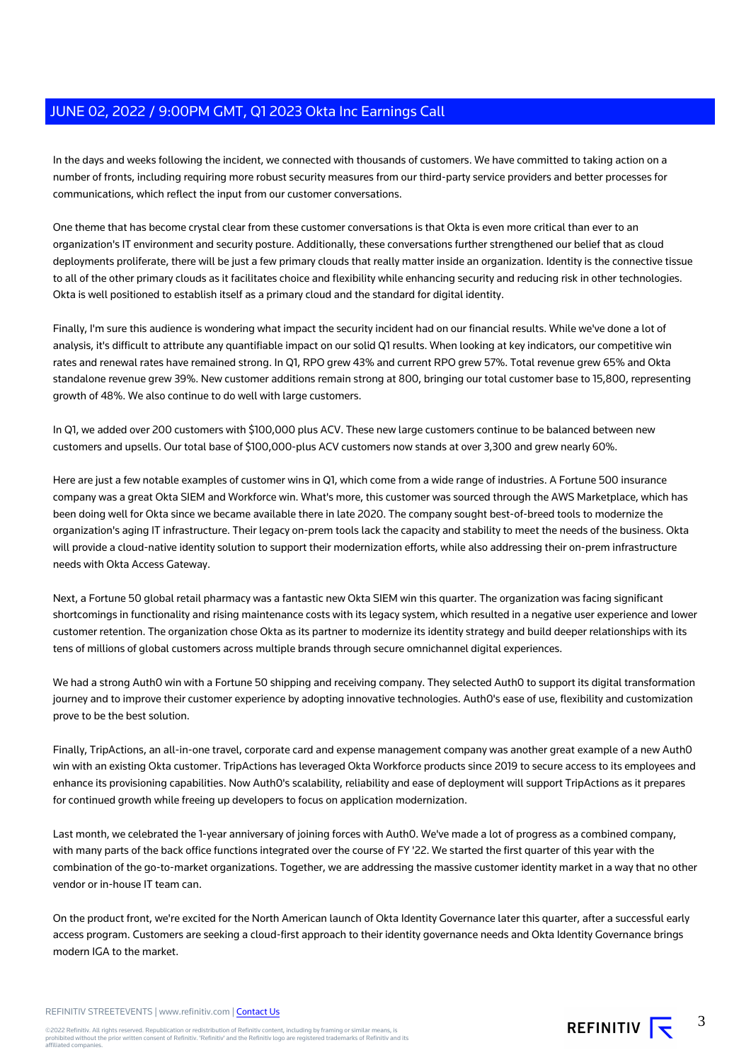In the days and weeks following the incident, we connected with thousands of customers. We have committed to taking action on a number of fronts, including requiring more robust security measures from our third-party service providers and better processes for communications, which reflect the input from our customer conversations.

One theme that has become crystal clear from these customer conversations is that Okta is even more critical than ever to an organization's IT environment and security posture. Additionally, these conversations further strengthened our belief that as cloud deployments proliferate, there will be just a few primary clouds that really matter inside an organization. Identity is the connective tissue to all of the other primary clouds as it facilitates choice and flexibility while enhancing security and reducing risk in other technologies. Okta is well positioned to establish itself as a primary cloud and the standard for digital identity.

Finally, I'm sure this audience is wondering what impact the security incident had on our financial results. While we've done a lot of analysis, it's difficult to attribute any quantifiable impact on our solid Q1 results. When looking at key indicators, our competitive win rates and renewal rates have remained strong. In Q1, RPO grew 43% and current RPO grew 57%. Total revenue grew 65% and Okta standalone revenue grew 39%. New customer additions remain strong at 800, bringing our total customer base to 15,800, representing growth of 48%. We also continue to do well with large customers.

In Q1, we added over 200 customers with $100,000 plus ACV. These new large customers continue to be balanced between new customers and upsells. Our total base of $100,000-plus ACV customers now stands at over 3,300 and grew nearly 60%.

Here are just a few notable examples of customer wins in Q1, which come from a wide range of industries. A Fortune 500 insurance company was a great Okta SIEM and Workforce win. What's more, this customer was sourced through the AWS Marketplace, which has been doing well for Okta since we became available there in late 2020. The company sought best-of-breed tools to modernize the organization's aging IT infrastructure. Their legacy on-prem tools lack the capacity and stability to meet the needs of the business. Okta will provide a cloud-native identity solution to support their modernization efforts, while also addressing their on-prem infrastructure needs with Okta Access Gateway.

Next, a Fortune 50 global retail pharmacy was a fantastic new Okta SIEM win this quarter. The organization was facing significant shortcomings in functionality and rising maintenance costs with its legacy system, which resulted in a negative user experience and lower customer retention. The organization chose Okta as its partner to modernize its identity strategy and build deeper relationships with its tens of millions of global customers across multiple brands through secure omnichannel digital experiences.

We had a strong Auth0 win with a Fortune 50 shipping and receiving company. They selected Auth0 to support its digital transformation journey and to improve their customer experience by adopting innovative technologies. Auth0's ease of use, flexibility and customization prove to be the best solution.

Finally, TripActions, an all-in-one travel, corporate card and expense management company was another great example of a new Auth0 win with an existing Okta customer. TripActions has leveraged Okta Workforce products since 2019 to secure access to its employees and enhance its provisioning capabilities. Now Auth0's scalability, reliability and ease of deployment will support TripActions as it prepares for continued growth while freeing up developers to focus on application modernization.

Last month, we celebrated the 1-year anniversary of joining forces with Auth0. We've made a lot of progress as a combined company, with many parts of the back office functions integrated over the course of FY '22. We started the first quarter of this year with the combination of the go-to-market organizations. Together, we are addressing the massive customer identity market in a way that no other vendor or in-house IT team can.

On the product front, we're excited for the North American launch of Okta Identity Governance later this quarter, after a successful early access program. Customers are seeking a cloud-first approach to their identity governance needs and Okta Identity Governance brings modern IGA to the market.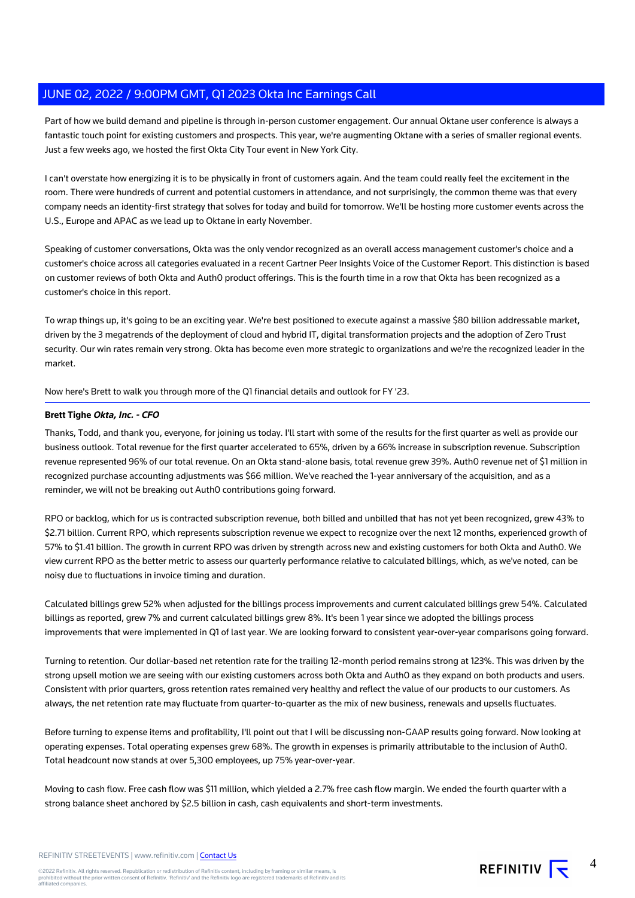Part of how we build demand and pipeline is through in-person customer engagement. Our annual Oktane user conference is always a fantastic touch point for existing customers and prospects. This year, we're augmenting Oktane with a series of smaller regional events. Just a few weeks ago, we hosted the first Okta City Tour event in New York City.

I can't overstate how energizing it is to be physically in front of customers again. And the team could really feel the excitement in the room. There were hundreds of current and potential customers in attendance, and not surprisingly, the common theme was that every company needs an identity-first strategy that solves for today and build for tomorrow. We'll be hosting more customer events across the U.S., Europe and APAC as we lead up to Oktane in early November.

Speaking of customer conversations, Okta was the only vendor recognized as an overall access management customer's choice and a customer's choice across all categories evaluated in a recent Gartner Peer Insights Voice of the Customer Report. This distinction is based on customer reviews of both Okta and Auth0 product offerings. This is the fourth time in a row that Okta has been recognized as a customer's choice in this report.

To wrap things up, it's going to be an exciting year. We're best positioned to execute against a massive $80 billion addressable market, driven by the 3 megatrends of the deployment of cloud and hybrid IT, digital transformation projects and the adoption of Zero Trust security. Our win rates remain very strong. Okta has become even more strategic to organizations and we're the recognized leader in the market.

Now here's Brett to walk you through more of the Q1 financial details and outlook for FY '23.

**Brett Tighe** ***Okta, Inc. - CFO***

Thanks, Todd, and thank you, everyone, for joining us today. I'll start with some of the results for the first quarter as well as provide our business outlook. Total revenue for the first quarter accelerated to 65%, driven by a 66% increase in subscription revenue. Subscription revenue represented 96% of our total revenue. On an Okta stand-alone basis, total revenue grew 39%. Auth0 revenue net of $1 million in recognized purchase accounting adjustments was $66 million. We've reached the 1-year anniversary of the acquisition, and as a reminder, we will not be breaking out Auth0 contributions going forward.

RPO or backlog, which for us is contracted subscription revenue, both billed and unbilled that has not yet been recognized, grew 43% to $2.71 billion. Current RPO, which represents subscription revenue we expect to recognize over the next 12 months, experienced growth of 57% to $1.41 billion. The growth in current RPO was driven by strength across new and existing customers for both Okta and Auth0. We view current RPO as the better metric to assess our quarterly performance relative to calculated billings, which, as we've noted, can be noisy due to fluctuations in invoice timing and duration.

Calculated billings grew 52% when adjusted for the billings process improvements and current calculated billings grew 54%. Calculated billings as reported, grew 7% and current calculated billings grew 8%. It's been 1 year since we adopted the billings process improvements that were implemented in Q1 of last year. We are looking forward to consistent year-over-year comparisons going forward.

Turning to retention. Our dollar-based net retention rate for the trailing 12-month period remains strong at 123%. This was driven by the strong upsell motion we are seeing with our existing customers across both Okta and Auth0 as they expand on both products and users. Consistent with prior quarters, gross retention rates remained very healthy and reflect the value of our products to our customers. As always, the net retention rate may fluctuate from quarter-to-quarter as the mix of new business, renewals and upsells fluctuates.

Before turning to expense items and profitability, I'll point out that I will be discussing non-GAAP results going forward. Now looking at operating expenses. Total operating expenses grew 68%. The growth in expenses is primarily attributable to the inclusion of Auth0. Total headcount now stands at over 5,300 employees, up 75% year-over-year.

Moving to cash flow. Free cash flow was $11 million, which yielded a 2.7% free cash flow margin. We ended the fourth quarter with a strong balance sheet anchored by $2.5 billion in cash, cash equivalents and short-term investments.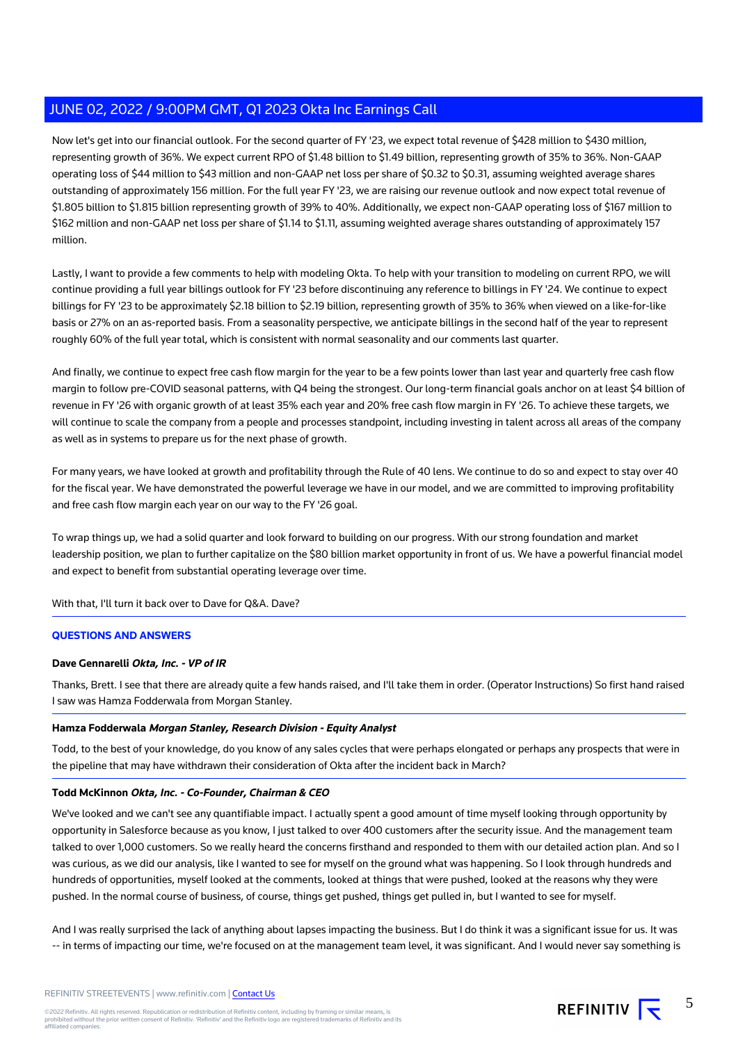Now let's get into our financial outlook. For the second quarter of FY '23, we expect total revenue of $428 million to $430 million, representing growth of 36%. We expect current RPO of $1.48 billion to $1.49 billion, representing growth of 35% to 36%. Non-GAAP operating loss of $44 million to $43 million and non-GAAP net loss per share of $0.32 to $0.31, assuming weighted average shares outstanding of approximately 156 million. For the full year FY '23, we are raising our revenue outlook and now expect total revenue of $1.805 billion to $1.815 billion representing growth of 39% to 40%. Additionally, we expect non-GAAP operating loss of $167 million to $162 million and non-GAAP net loss per share of $1.14 to $1.11, assuming weighted average shares outstanding of approximately 157 million.

Lastly, I want to provide a few comments to help with modeling Okta. To help with your transition to modeling on current RPO, we will continue providing a full year billings outlook for FY '23 before discontinuing any reference to billings in FY '24. We continue to expect billings for FY '23 to be approximately $2.18 billion to $2.19 billion, representing growth of 35% to 36% when viewed on a like-for-like basis or 27% on an as-reported basis. From a seasonality perspective, we anticipate billings in the second half of the year to represent roughly 60% of the full year total, which is consistent with normal seasonality and our comments last quarter.

And finally, we continue to expect free cash flow margin for the year to be a few points lower than last year and quarterly free cash flow margin to follow pre-COVID seasonal patterns, with Q4 being the strongest. Our long-term financial goals anchor on at least $4 billion of revenue in FY '26 with organic growth of at least 35% each year and 20% free cash flow margin in FY '26. To achieve these targets, we will continue to scale the company from a people and processes standpoint, including investing in talent across all areas of the company as well as in systems to prepare us for the next phase of growth.

For many years, we have looked at growth and profitability through the Rule of 40 lens. We continue to do so and expect to stay over 40 for the fiscal year. We have demonstrated the powerful leverage we have in our model, and we are committed to improving profitability and free cash flow margin each year on our way to the FY '26 goal.

To wrap things up, we had a solid quarter and look forward to building on our progress. With our strong foundation and market leadership position, we plan to further capitalize on the $80 billion market opportunity in front of us. We have a powerful financial model and expect to benefit from substantial operating leverage over time.

With that, I'll turn it back over to Dave for Q&A. Dave?

## QUESTIONS AND ANSWERS

**Dave Gennarelli** ***Okta, Inc. - VP of IR***

Thanks, Brett. I see that there are already quite a few hands raised, and I'll take them in order. (Operator Instructions) So first hand raised I saw was Hamza Fodderwala from Morgan Stanley.

**Hamza Fodderwala** ***Morgan Stanley, Research Division - Equity Analyst***

Todd, to the best of your knowledge, do you know of any sales cycles that were perhaps elongated or perhaps any prospects that were in the pipeline that may have withdrawn their consideration of Okta after the incident back in March?

**Todd McKinnon** ***Okta, Inc. - Co-Founder, Chairman & CEO***

We've looked and we can't see any quantifiable impact. I actually spent a good amount of time myself looking through opportunity by opportunity in Salesforce because as you know, I just talked to over 400 customers after the security issue. And the management team talked to over 1,000 customers. So we really heard the concerns firsthand and responded to them with our detailed action plan. And so I was curious, as we did our analysis, like I wanted to see for myself on the ground what was happening. So I look through hundreds and hundreds of opportunities, myself looked at the comments, looked at things that were pushed, looked at the reasons why they were pushed. In the normal course of business, of course, things get pushed, things get pulled in, but I wanted to see for myself.

And I was really surprised the lack of anything about lapses impacting the business. But I do think it was a significant issue for us. It was -- in terms of impacting our time, we're focused on at the management team level, it was significant. And I would never say something is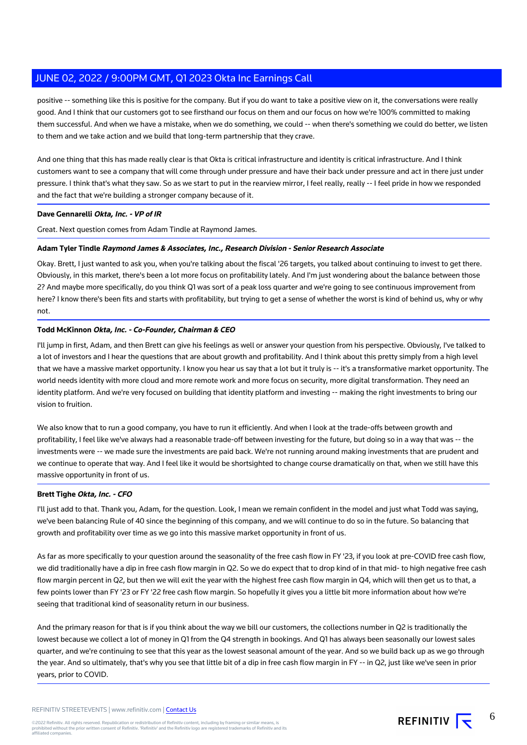positive -- something like this is positive for the company. But if you do want to take a positive view on it, the conversations were really good. And I think that our customers got to see firsthand our focus on them and our focus on how we're 100% committed to making them successful. And when we have a mistake, when we do something, we could -- when there's something we could do better, we listen to them and we take action and we build that long-term partnership that they crave.

And one thing that this has made really clear is that Okta is critical infrastructure and identity is critical infrastructure. And I think customers want to see a company that will come through under pressure and have their back under pressure and act in there just under pressure. I think that's what they saw. So as we start to put in the rearview mirror, I feel really, really -- I feel pride in how we responded and the fact that we're building a stronger company because of it.

**Dave Gennarelli** ***Okta, Inc. - VP of IR***

Great. Next question comes from Adam Tindle at Raymond James.

**Adam Tyler Tindle** ***Raymond James & Associates, Inc., Research Division - Senior Research Associate***

Okay. Brett, I just wanted to ask you, when you're talking about the fiscal '26 targets, you talked about continuing to invest to get there. Obviously, in this market, there's been a lot more focus on profitability lately. And I'm just wondering about the balance between those 2? And maybe more specifically, do you think Q1 was sort of a peak loss quarter and we're going to see continuous improvement from here? I know there's been fits and starts with profitability, but trying to get a sense of whether the worst is kind of behind us, why or why not.

**Todd McKinnon** ***Okta, Inc. - Co-Founder, Chairman & CEO***

I'll jump in first, Adam, and then Brett can give his feelings as well or answer your question from his perspective. Obviously, I've talked to a lot of investors and I hear the questions that are about growth and profitability. And I think about this pretty simply from a high level that we have a massive market opportunity. I know you hear us say that a lot but it truly is -- it's a transformative market opportunity. The world needs identity with more cloud and more remote work and more focus on security, more digital transformation. They need an identity platform. And we're very focused on building that identity platform and investing -- making the right investments to bring our vision to fruition.

We also know that to run a good company, you have to run it efficiently. And when I look at the trade-offs between growth and profitability, I feel like we've always had a reasonable trade-off between investing for the future, but doing so in a way that was -- the investments were -- we made sure the investments are paid back. We're not running around making investments that are prudent and we continue to operate that way. And I feel like it would be shortsighted to change course dramatically on that, when we still have this massive opportunity in front of us.

**Brett Tighe** ***Okta, Inc. - CFO***

I'll just add to that. Thank you, Adam, for the question. Look, I mean we remain confident in the model and just what Todd was saying, we've been balancing Rule of 40 since the beginning of this company, and we will continue to do so in the future. So balancing that growth and profitability over time as we go into this massive market opportunity in front of us.

As far as more specifically to your question around the seasonality of the free cash flow in FY '23, if you look at pre-COVID free cash flow, we did traditionally have a dip in free cash flow margin in Q2. So we do expect that to drop kind of in that mid- to high negative free cash flow margin percent in Q2, but then we will exit the year with the highest free cash flow margin in Q4, which will then get us to that, a few points lower than FY '23 or FY '22 free cash flow margin. So hopefully it gives you a little bit more information about how we're seeing that traditional kind of seasonality return in our business.

And the primary reason for that is if you think about the way we bill our customers, the collections number in Q2 is traditionally the lowest because we collect a lot of money in Q1 from the Q4 strength in bookings. And Q1 has always been seasonally our lowest sales quarter, and we're continuing to see that this year as the lowest seasonal amount of the year. And so we build back up as we go through the year. And so ultimately, that's why you see that little bit of a dip in free cash flow margin in FY -- in Q2, just like we've seen in prior years, prior to COVID.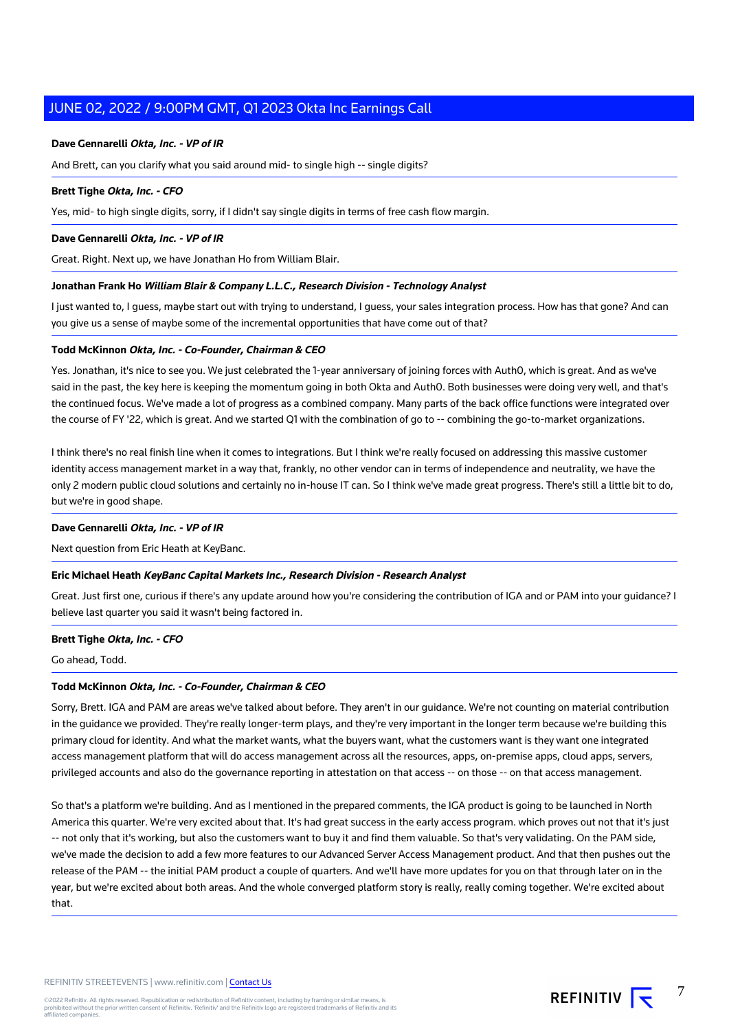**Dave Gennarelli** ***Okta, Inc. - VP of IR***

And Brett, can you clarify what you said around mid- to single high -- single digits?

**Brett Tighe** ***Okta, Inc. - CFO***

Yes, mid- to high single digits, sorry, if I didn't say single digits in terms of free cash flow margin.

**Dave Gennarelli** ***Okta, Inc. - VP of IR***

Great. Right. Next up, we have Jonathan Ho from William Blair.

**Jonathan Frank Ho** ***William Blair & Company L.L.C., Research Division - Technology Analyst***

I just wanted to, I guess, maybe start out with trying to understand, I guess, your sales integration process. How has that gone? And can you give us a sense of maybe some of the incremental opportunities that have come out of that?

**Todd McKinnon** ***Okta, Inc. - Co-Founder, Chairman & CEO***

Yes. Jonathan, it's nice to see you. We just celebrated the 1-year anniversary of joining forces with Auth0, which is great. And as we've said in the past, the key here is keeping the momentum going in both Okta and Auth0. Both businesses were doing very well, and that's the continued focus. We've made a lot of progress as a combined company. Many parts of the back office functions were integrated over the course of FY '22, which is great. And we started Q1 with the combination of go to -- combining the go-to-market organizations.

I think there's no real finish line when it comes to integrations. But I think we're really focused on addressing this massive customer identity access management market in a way that, frankly, no other vendor can in terms of independence and neutrality, we have the only 2 modern public cloud solutions and certainly no in-house IT can. So I think we've made great progress. There's still a little bit to do, but we're in good shape.

**Dave Gennarelli** ***Okta, Inc. - VP of IR***

Next question from Eric Heath at KeyBanc.

**Eric Michael Heath** ***KeyBanc Capital Markets Inc., Research Division - Research Analyst***

Great. Just first one, curious if there's any update around how you're considering the contribution of IGA and or PAM into your guidance? I believe last quarter you said it wasn't being factored in.

**Brett Tighe** ***Okta, Inc. - CFO***

Go ahead, Todd.

**Todd McKinnon** ***Okta, Inc. - Co-Founder, Chairman & CEO***

Sorry, Brett. IGA and PAM are areas we've talked about before. They aren't in our guidance. We're not counting on material contribution in the guidance we provided. They're really longer-term plays, and they're very important in the longer term because we're building this primary cloud for identity. And what the market wants, what the buyers want, what the customers want is they want one integrated access management platform that will do access management across all the resources, apps, on-premise apps, cloud apps, servers, privileged accounts and also do the governance reporting in attestation on that access -- on those -- on that access management.

So that's a platform we're building. And as I mentioned in the prepared comments, the IGA product is going to be launched in North America this quarter. We're very excited about that. It's had great success in the early access program. which proves out not that it's just -- not only that it's working, but also the customers want to buy it and find them valuable. So that's very validating. On the PAM side, we've made the decision to add a few more features to our Advanced Server Access Management product. And that then pushes out the release of the PAM -- the initial PAM product a couple of quarters. And we'll have more updates for you on that through later on in the year, but we're excited about both areas. And the whole converged platform story is really, really coming together. We're excited about that.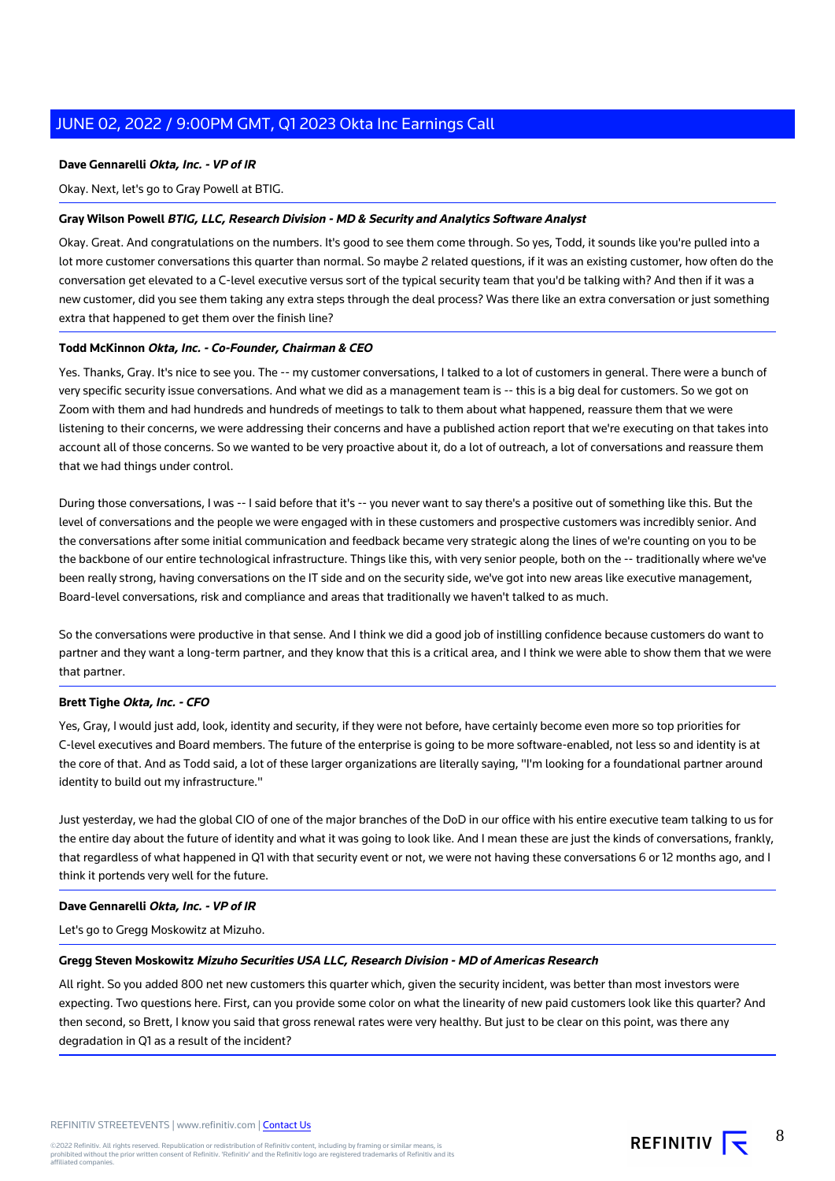**Dave Gennarelli** ***Okta, Inc. - VP of IR***

Okay. Next, let's go to Gray Powell at BTIG.

---

**Gray Wilson Powell** ***BTIG, LLC, Research Division - MD & Security and Analytics Software Analyst***

Okay. Great. And congratulations on the numbers. It's good to see them come through. So yes, Todd, it sounds like you're pulled into a lot more customer conversations this quarter than normal. So maybe 2 related questions, if it was an existing customer, how often do the conversation get elevated to a C-level executive versus sort of the typical security team that you'd be talking with? And then if it was a new customer, did you see them taking any extra steps through the deal process? Was there like an extra conversation or just something extra that happened to get them over the finish line?

---

**Todd McKinnon** ***Okta, Inc. - Co-Founder, Chairman & CEO***

Yes. Thanks, Gray. It's nice to see you. The -- my customer conversations, I talked to a lot of customers in general. There were a bunch of very specific security issue conversations. And what we did as a management team is -- this is a big deal for customers. So we got on Zoom with them and had hundreds and hundreds of meetings to talk to them about what happened, reassure them that we were listening to their concerns, we were addressing their concerns and have a published action report that we're executing on that takes into account all of those concerns. So we wanted to be very proactive about it, do a lot of outreach, a lot of conversations and reassure them that we had things under control.

During those conversations, I was -- I said before that it's -- you never want to say there's a positive out of something like this. But the level of conversations and the people we were engaged with in these customers and prospective customers was incredibly senior. And the conversations after some initial communication and feedback became very strategic along the lines of we're counting on you to be the backbone of our entire technological infrastructure. Things like this, with very senior people, both on the -- traditionally where we've been really strong, having conversations on the IT side and on the security side, we've got into new areas like executive management, Board-level conversations, risk and compliance and areas that traditionally we haven't talked to as much.

So the conversations were productive in that sense. And I think we did a good job of instilling confidence because customers do want to partner and they want a long-term partner, and they know that this is a critical area, and I think we were able to show them that we were that partner.

---

**Brett Tighe** ***Okta, Inc. - CFO***

Yes, Gray, I would just add, look, identity and security, if they were not before, have certainly become even more so top priorities for C-level executives and Board members. The future of the enterprise is going to be more software-enabled, not less so and identity is at the core of that. And as Todd said, a lot of these larger organizations are literally saying, "I'm looking for a foundational partner around identity to build out my infrastructure."

Just yesterday, we had the global CIO of one of the major branches of the DoD in our office with his entire executive team talking to us for the entire day about the future of identity and what it was going to look like. And I mean these are just the kinds of conversations, frankly, that regardless of what happened in Q1 with that security event or not, we were not having these conversations 6 or 12 months ago, and I think it portends very well for the future.

---

**Dave Gennarelli** ***Okta, Inc. - VP of IR***

Let's go to Gregg Moskowitz at Mizuho.

---

**Gregg Steven Moskowitz** ***Mizuho Securities USA LLC, Research Division - MD of Americas Research***

All right. So you added 800 net new customers this quarter which, given the security incident, was better than most investors were expecting. Two questions here. First, can you provide some color on what the linearity of new paid customers look like this quarter? And then second, so Brett, I know you said that gross renewal rates were very healthy. But just to be clear on this point, was there any degradation in Q1 as a result of the incident?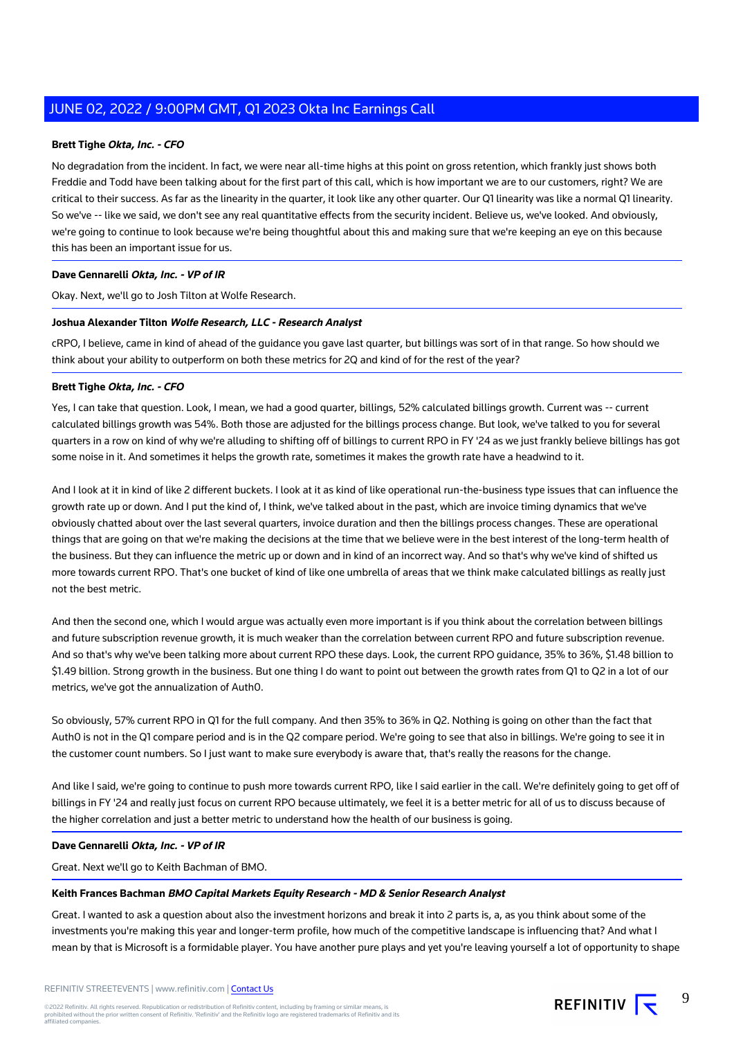**Brett Tighe** ***Okta, Inc. - CFO***

No degradation from the incident. In fact, we were near all-time highs at this point on gross retention, which frankly just shows both Freddie and Todd have been talking about for the first part of this call, which is how important we are to our customers, right? We are critical to their success. As far as the linearity in the quarter, it look like any other quarter. Our Q1 linearity was like a normal Q1 linearity. So we've -- like we said, we don't see any real quantitative effects from the security incident. Believe us, we've looked. And obviously, we're going to continue to look because we're being thoughtful about this and making sure that we're keeping an eye on this because this has been an important issue for us.

**Dave Gennarelli** ***Okta, Inc. - VP of IR***

Okay. Next, we'll go to Josh Tilton at Wolfe Research.

**Joshua Alexander Tilton** ***Wolfe Research, LLC - Research Analyst***

cRPO, I believe, came in kind of ahead of the guidance you gave last quarter, but billings was sort of in that range. So how should we think about your ability to outperform on both these metrics for 2Q and kind of for the rest of the year?

**Brett Tighe** ***Okta, Inc. - CFO***

Yes, I can take that question. Look, I mean, we had a good quarter, billings, 52% calculated billings growth. Current was -- current calculated billings growth was 54%. Both those are adjusted for the billings process change. But look, we've talked to you for several quarters in a row on kind of why we're alluding to shifting off of billings to current RPO in FY '24 as we just frankly believe billings has got some noise in it. And sometimes it helps the growth rate, sometimes it makes the growth rate have a headwind to it.

And I look at it in kind of like 2 different buckets. I look at it as kind of like operational run-the-business type issues that can influence the growth rate up or down. And I put the kind of, I think, we've talked about in the past, which are invoice timing dynamics that we've obviously chatted about over the last several quarters, invoice duration and then the billings process changes. These are operational things that are going on that we're making the decisions at the time that we believe were in the best interest of the long-term health of the business. But they can influence the metric up or down and in kind of an incorrect way. And so that's why we've kind of shifted us more towards current RPO. That's one bucket of kind of like one umbrella of areas that we think make calculated billings as really just not the best metric.

And then the second one, which I would argue was actually even more important is if you think about the correlation between billings and future subscription revenue growth, it is much weaker than the correlation between current RPO and future subscription revenue. And so that's why we've been talking more about current RPO these days. Look, the current RPO guidance, 35% to 36%, $1.48 billion to $1.49 billion. Strong growth in the business. But one thing I do want to point out between the growth rates from Q1 to Q2 in a lot of our metrics, we've got the annualization of Auth0.

So obviously, 57% current RPO in Q1 for the full company. And then 35% to 36% in Q2. Nothing is going on other than the fact that Auth0 is not in the Q1 compare period and is in the Q2 compare period. We're going to see that also in billings. We're going to see it in the customer count numbers. So I just want to make sure everybody is aware that, that's really the reasons for the change.

And like I said, we're going to continue to push more towards current RPO, like I said earlier in the call. We're definitely going to get off of billings in FY '24 and really just focus on current RPO because ultimately, we feel it is a better metric for all of us to discuss because of the higher correlation and just a better metric to understand how the health of our business is going.

**Dave Gennarelli** ***Okta, Inc. - VP of IR***

Great. Next we'll go to Keith Bachman of BMO.

**Keith Frances Bachman** ***BMO Capital Markets Equity Research - MD & Senior Research Analyst***

Great. I wanted to ask a question about also the investment horizons and break it into 2 parts is, a, as you think about some of the investments you're making this year and longer-term profile, how much of the competitive landscape is influencing that? And what I mean by that is Microsoft is a formidable player. You have another pure plays and yet you're leaving yourself a lot of opportunity to shape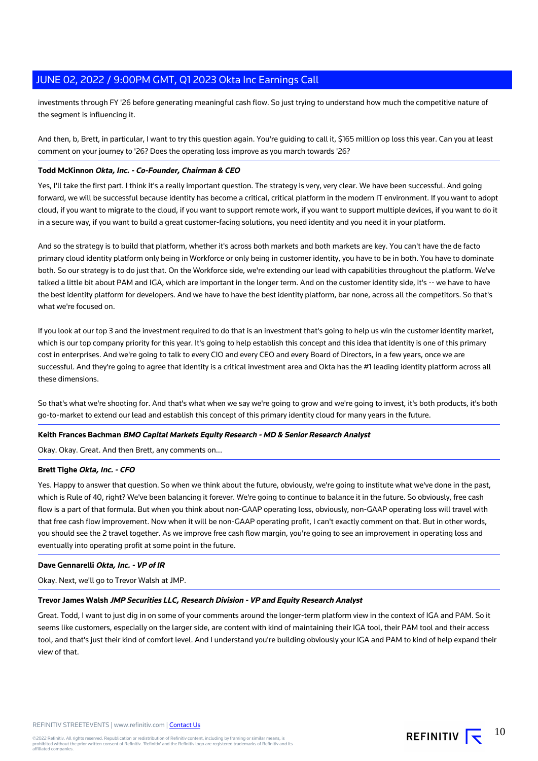investments through FY '26 before generating meaningful cash flow. So just trying to understand how much the competitive nature of the segment is influencing it.

And then, b, Brett, in particular, I want to try this question again. You're guiding to call it, $165 million op loss this year. Can you at least comment on your journey to '26? Does the operating loss improve as you march towards '26?

**Todd McKinnon** ***Okta, Inc. - Co-Founder, Chairman & CEO***

Yes, I'll take the first part. I think it's a really important question. The strategy is very, very clear. We have been successful. And going forward, we will be successful because identity has become a critical, critical platform in the modern IT environment. If you want to adopt cloud, if you want to migrate to the cloud, if you want to support remote work, if you want to support multiple devices, if you want to do it in a secure way, if you want to build a great customer-facing solutions, you need identity and you need it in your platform.

And so the strategy is to build that platform, whether it's across both markets and both markets are key. You can't have the de facto primary cloud identity platform only being in Workforce or only being in customer identity, you have to be in both. You have to dominate both. So our strategy is to do just that. On the Workforce side, we're extending our lead with capabilities throughout the platform. We've talked a little bit about PAM and IGA, which are important in the longer term. And on the customer identity side, it's -- we have to have the best identity platform for developers. And we have to have the best identity platform, bar none, across all the competitors. So that's what we're focused on.

If you look at our top 3 and the investment required to do that is an investment that's going to help us win the customer identity market, which is our top company priority for this year. It's going to help establish this concept and this idea that identity is one of this primary cost in enterprises. And we're going to talk to every CIO and every CEO and every Board of Directors, in a few years, once we are successful. And they're going to agree that identity is a critical investment area and Okta has the #1 leading identity platform across all these dimensions.

So that's what we're shooting for. And that's what when we say we're going to grow and we're going to invest, it's both products, it's both go-to-market to extend our lead and establish this concept of this primary identity cloud for many years in the future.

**Keith Frances Bachman** ***BMO Capital Markets Equity Research - MD & Senior Research Analyst***

Okay. Okay. Great. And then Brett, any comments on...

**Brett Tighe** ***Okta, Inc. - CFO***

Yes. Happy to answer that question. So when we think about the future, obviously, we're going to institute what we've done in the past, which is Rule of 40, right? We've been balancing it forever. We're going to continue to balance it in the future. So obviously, free cash flow is a part of that formula. But when you think about non-GAAP operating loss, obviously, non-GAAP operating loss will travel with that free cash flow improvement. Now when it will be non-GAAP operating profit, I can't exactly comment on that. But in other words, you should see the 2 travel together. As we improve free cash flow margin, you're going to see an improvement in operating loss and eventually into operating profit at some point in the future.

**Dave Gennarelli** ***Okta, Inc. - VP of IR***

Okay. Next, we'll go to Trevor Walsh at JMP.

**Trevor James Walsh** ***JMP Securities LLC, Research Division - VP and Equity Research Analyst***

Great. Todd, I want to just dig in on some of your comments around the longer-term platform view in the context of IGA and PAM. So it seems like customers, especially on the larger side, are content with kind of maintaining their IGA tool, their PAM tool and their access tool, and that's just their kind of comfort level. And I understand you're building obviously your IGA and PAM to kind of help expand their view of that.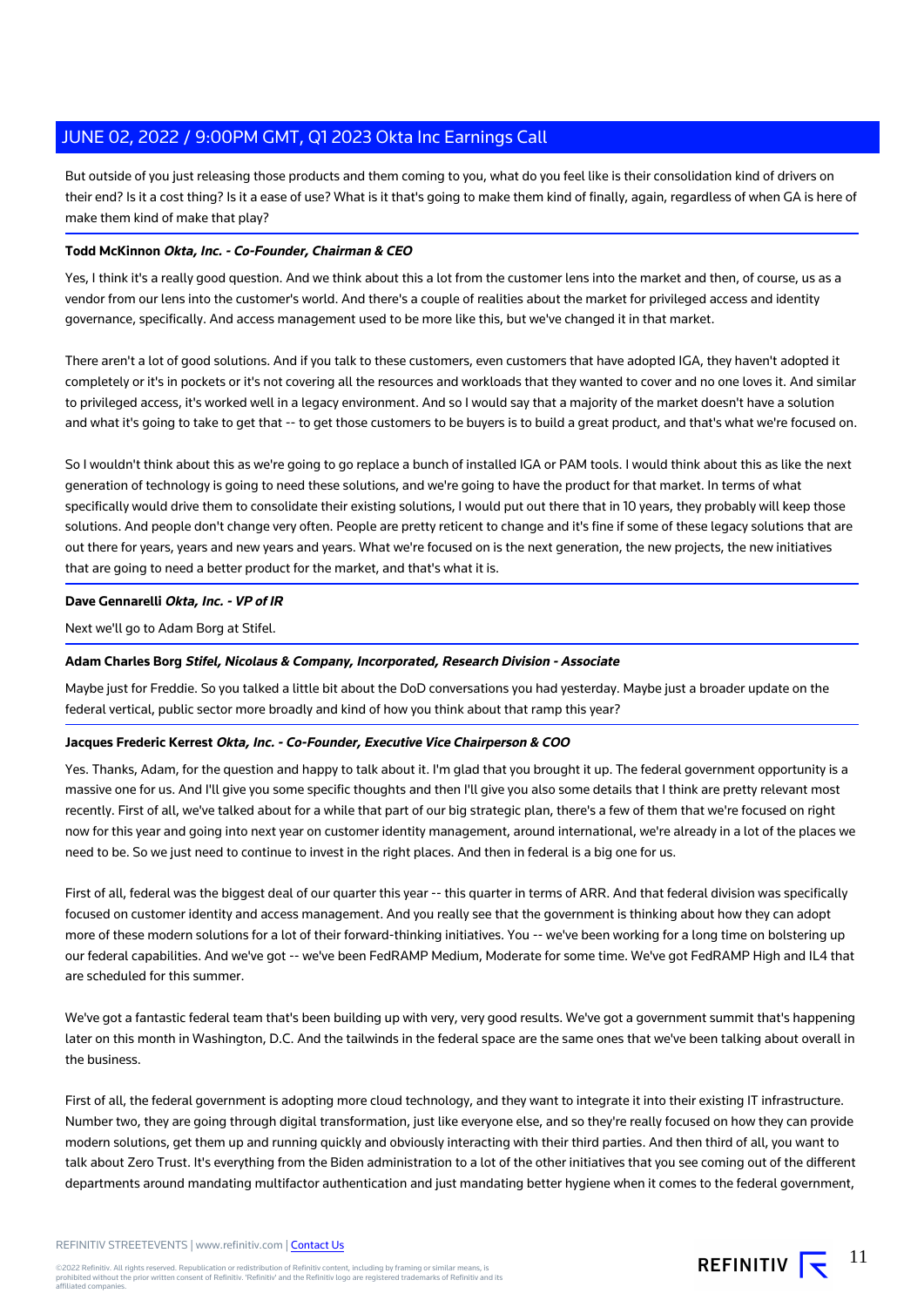But outside of you just releasing those products and them coming to you, what do you feel like is their consolidation kind of drivers on their end? Is it a cost thing? Is it a ease of use? What is it that's going to make them kind of finally, again, regardless of when GA is here of make them kind of make that play?

**Todd McKinnon** ***Okta, Inc. - Co-Founder, Chairman & CEO***

Yes, I think it's a really good question. And we think about this a lot from the customer lens into the market and then, of course, us as a vendor from our lens into the customer's world. And there's a couple of realities about the market for privileged access and identity governance, specifically. And access management used to be more like this, but we've changed it in that market.

There aren't a lot of good solutions. And if you talk to these customers, even customers that have adopted IGA, they haven't adopted it completely or it's in pockets or it's not covering all the resources and workloads that they wanted to cover and no one loves it. And similar to privileged access, it's worked well in a legacy environment. And so I would say that a majority of the market doesn't have a solution and what it's going to take to get that -- to get those customers to be buyers is to build a great product, and that's what we're focused on.

So I wouldn't think about this as we're going to go replace a bunch of installed IGA or PAM tools. I would think about this as like the next generation of technology is going to need these solutions, and we're going to have the product for that market. In terms of what specifically would drive them to consolidate their existing solutions, I would put out there that in 10 years, they probably will keep those solutions. And people don't change very often. People are pretty reticent to change and it's fine if some of these legacy solutions that are out there for years, years and new years and years. What we're focused on is the next generation, the new projects, the new initiatives that are going to need a better product for the market, and that's what it is.

**Dave Gennarelli** ***Okta, Inc. - VP of IR***

Next we'll go to Adam Borg at Stifel.

**Adam Charles Borg** ***Stifel, Nicolaus & Company, Incorporated, Research Division - Associate***

Maybe just for Freddie. So you talked a little bit about the DoD conversations you had yesterday. Maybe just a broader update on the federal vertical, public sector more broadly and kind of how you think about that ramp this year?

**Jacques Frederic Kerrest** ***Okta, Inc. - Co-Founder, Executive Vice Chairperson & COO***

Yes. Thanks, Adam, for the question and happy to talk about it. I'm glad that you brought it up. The federal government opportunity is a massive one for us. And I'll give you some specific thoughts and then I'll give you also some details that I think are pretty relevant most recently. First of all, we've talked about for a while that part of our big strategic plan, there's a few of them that we're focused on right now for this year and going into next year on customer identity management, around international, we're already in a lot of the places we need to be. So we just need to continue to invest in the right places. And then in federal is a big one for us.

First of all, federal was the biggest deal of our quarter this year -- this quarter in terms of ARR. And that federal division was specifically focused on customer identity and access management. And you really see that the government is thinking about how they can adopt more of these modern solutions for a lot of their forward-thinking initiatives. You -- we've been working for a long time on bolstering up our federal capabilities. And we've got -- we've been FedRAMP Medium, Moderate for some time. We've got FedRAMP High and IL4 that are scheduled for this summer.

We've got a fantastic federal team that's been building up with very, very good results. We've got a government summit that's happening later on this month in Washington, D.C. And the tailwinds in the federal space are the same ones that we've been talking about overall in the business.

First of all, the federal government is adopting more cloud technology, and they want to integrate it into their existing IT infrastructure. Number two, they are going through digital transformation, just like everyone else, and so they're really focused on how they can provide modern solutions, get them up and running quickly and obviously interacting with their third parties. And then third of all, you want to talk about Zero Trust. It's everything from the Biden administration to a lot of the other initiatives that you see coming out of the different departments around mandating multifactor authentication and just mandating better hygiene when it comes to the federal government,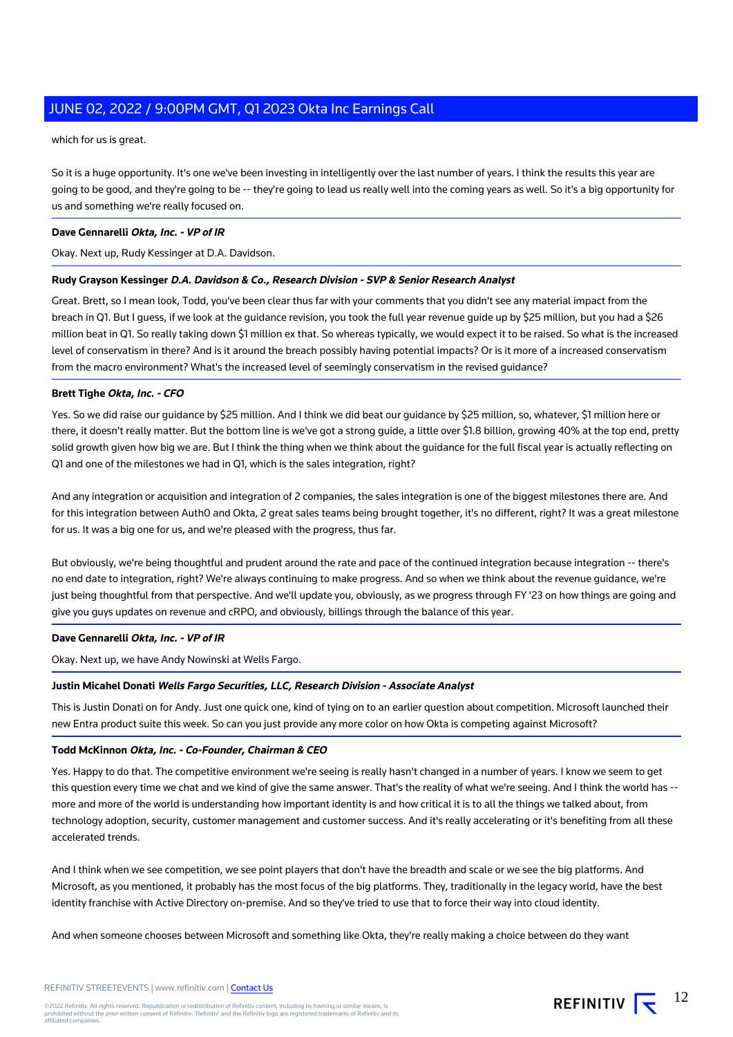which for us is great.

So it is a huge opportunity. It's one we've been investing in intelligently over the last number of years. I think the results this year are going to be good, and they're going to be -- they're going to lead us really well into the coming years as well. So it's a big opportunity for us and something we're really focused on.

**Dave Gennarelli** ***Okta, Inc. - VP of IR***

Okay. Next up, Rudy Kessinger at D.A. Davidson.

**Rudy Grayson Kessinger** ***D.A. Davidson & Co., Research Division - SVP & Senior Research Analyst***

Great. Brett, so I mean look, Todd, you've been clear thus far with your comments that you didn't see any material impact from the breach in Q1. But I guess, if we look at the guidance revision, you took the full year revenue guide up by $25 million, but you had a $26 million beat in Q1. So really taking down $1 million ex that. So whereas typically, we would expect it to be raised. So what is the increased level of conservatism in there? And is it around the breach possibly having potential impacts? Or is it more of a increased conservatism from the macro environment? What's the increased level of seemingly conservatism in the revised guidance?

**Brett Tighe** ***Okta, Inc. - CFO***

Yes. So we did raise our guidance by $25 million. And I think we did beat our guidance by $25 million, so, whatever, $1 million here or there, it doesn't really matter. But the bottom line is we've got a strong guide, a little over $1.8 billion, growing 40% at the top end, pretty solid growth given how big we are. But I think the thing when we think about the guidance for the full fiscal year is actually reflecting on Q1 and one of the milestones we had in Q1, which is the sales integration, right?

And any integration or acquisition and integration of 2 companies, the sales integration is one of the biggest milestones there are. And for this integration between Auth0 and Okta, 2 great sales teams being brought together, it's no different, right? It was a great milestone for us. It was a big one for us, and we're pleased with the progress, thus far.

But obviously, we're being thoughtful and prudent around the rate and pace of the continued integration because integration -- there's no end date to integration, right? We're always continuing to make progress. And so when we think about the revenue guidance, we're just being thoughtful from that perspective. And we'll update you, obviously, as we progress through FY '23 on how things are going and give you guys updates on revenue and cRPO, and obviously, billings through the balance of this year.

**Dave Gennarelli** ***Okta, Inc. - VP of IR***

Okay. Next up, we have Andy Nowinski at Wells Fargo.

**Justin Micahel Donati** ***Wells Fargo Securities, LLC, Research Division - Associate Analyst***

This is Justin Donati on for Andy. Just one quick one, kind of tying on to an earlier question about competition. Microsoft launched their new Entra product suite this week. So can you just provide any more color on how Okta is competing against Microsoft?

**Todd McKinnon** ***Okta, Inc. - Co-Founder, Chairman & CEO***

Yes. Happy to do that. The competitive environment we're seeing is really hasn't changed in a number of years. I know we seem to get this question every time we chat and we kind of give the same answer. That's the reality of what we're seeing. And I think the world has -- more and more of the world is understanding how important identity is and how critical it is to all the things we talked about, from technology adoption, security, customer management and customer success. And it's really accelerating or it's benefiting from all these accelerated trends.

And I think when we see competition, we see point players that don't have the breadth and scale or we see the big platforms. And Microsoft, as you mentioned, it probably has the most focus of the big platforms. They, traditionally in the legacy world, have the best identity franchise with Active Directory on-premise. And so they've tried to use that to force their way into cloud identity.

And when someone chooses between Microsoft and something like Okta, they're really making a choice between do they want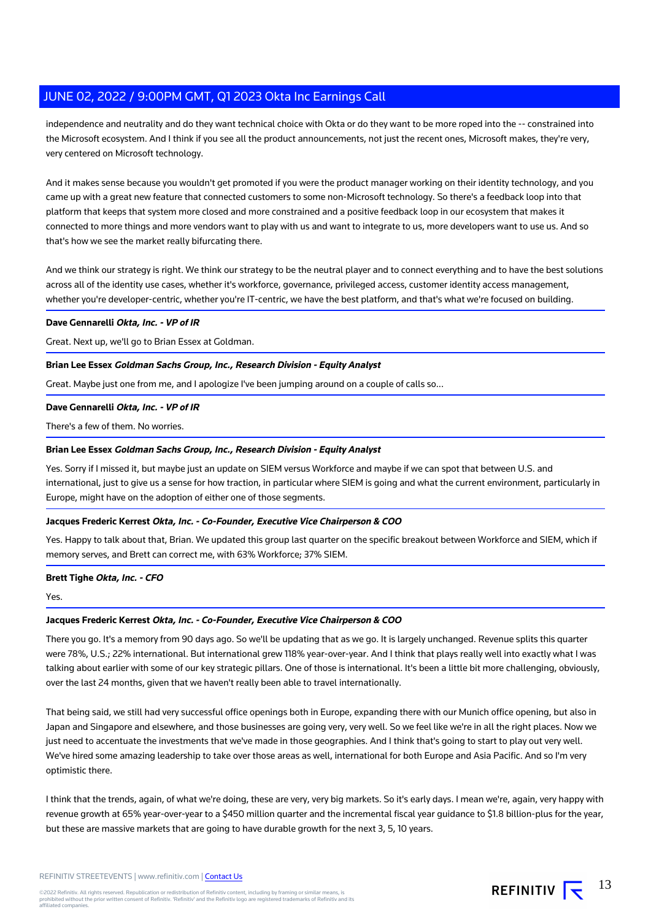independence and neutrality and do they want technical choice with Okta or do they want to be more roped into the -- constrained into the Microsoft ecosystem. And I think if you see all the product announcements, not just the recent ones, Microsoft makes, they're very, very centered on Microsoft technology.

And it makes sense because you wouldn't get promoted if you were the product manager working on their identity technology, and you came up with a great new feature that connected customers to some non-Microsoft technology. So there's a feedback loop into that platform that keeps that system more closed and more constrained and a positive feedback loop in our ecosystem that makes it connected to more things and more vendors want to play with us and want to integrate to us, more developers want to use us. And so that's how we see the market really bifurcating there.

And we think our strategy is right. We think our strategy to be the neutral player and to connect everything and to have the best solutions across all of the identity use cases, whether it's workforce, governance, privileged access, customer identity access management, whether you're developer-centric, whether you're IT-centric, we have the best platform, and that's what we're focused on building.

**Dave Gennarelli** ***Okta, Inc. - VP of IR***

Great. Next up, we'll go to Brian Essex at Goldman.

**Brian Lee Essex** ***Goldman Sachs Group, Inc., Research Division - Equity Analyst***

Great. Maybe just one from me, and I apologize I've been jumping around on a couple of calls so...

**Dave Gennarelli** ***Okta, Inc. - VP of IR***

There's a few of them. No worries.

**Brian Lee Essex** ***Goldman Sachs Group, Inc., Research Division - Equity Analyst***

Yes. Sorry if I missed it, but maybe just an update on SIEM versus Workforce and maybe if we can spot that between U.S. and international, just to give us a sense for how traction, in particular where SIEM is going and what the current environment, particularly in Europe, might have on the adoption of either one of those segments.

**Jacques Frederic Kerrest** ***Okta, Inc. - Co-Founder, Executive Vice Chairperson & COO***

Yes. Happy to talk about that, Brian. We updated this group last quarter on the specific breakout between Workforce and SIEM, which if memory serves, and Brett can correct me, with 63% Workforce; 37% SIEM.

**Brett Tighe** ***Okta, Inc. - CFO***

Yes.

**Jacques Frederic Kerrest** ***Okta, Inc. - Co-Founder, Executive Vice Chairperson & COO***

There you go. It's a memory from 90 days ago. So we'll be updating that as we go. It is largely unchanged. Revenue splits this quarter were 78%, U.S.; 22% international. But international grew 118% year-over-year. And I think that plays really well into exactly what I was talking about earlier with some of our key strategic pillars. One of those is international. It's been a little bit more challenging, obviously, over the last 24 months, given that we haven't really been able to travel internationally.

That being said, we still had very successful office openings both in Europe, expanding there with our Munich office opening, but also in Japan and Singapore and elsewhere, and those businesses are going very, very well. So we feel like we're in all the right places. Now we just need to accentuate the investments that we've made in those geographies. And I think that's going to start to play out very well. We've hired some amazing leadership to take over those areas as well, international for both Europe and Asia Pacific. And so I'm very optimistic there.

I think that the trends, again, of what we're doing, these are very, very big markets. So it's early days. I mean we're, again, very happy with revenue growth at 65% year-over-year to a $450 million quarter and the incremental fiscal year guidance to $1.8 billion-plus for the year, but these are massive markets that are going to have durable growth for the next 3, 5, 10 years.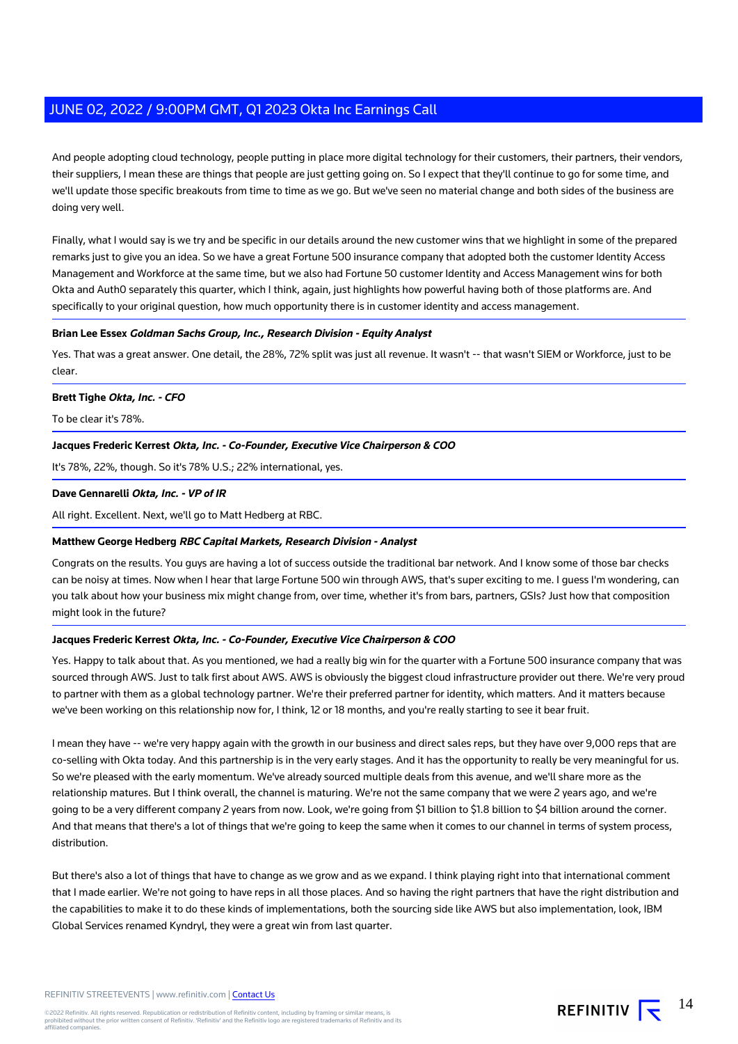And people adopting cloud technology, people putting in place more digital technology for their customers, their partners, their vendors, their suppliers, I mean these are things that people are just getting going on. So I expect that they'll continue to go for some time, and we'll update those specific breakouts from time to time as we go. But we've seen no material change and both sides of the business are doing very well.

Finally, what I would say is we try and be specific in our details around the new customer wins that we highlight in some of the prepared remarks just to give you an idea. So we have a great Fortune 500 insurance company that adopted both the customer Identity Access Management and Workforce at the same time, but we also had Fortune 50 customer Identity and Access Management wins for both Okta and Auth0 separately this quarter, which I think, again, just highlights how powerful having both of those platforms are. And specifically to your original question, how much opportunity there is in customer identity and access management.

**Brian Lee Essex** ***Goldman Sachs Group, Inc., Research Division - Equity Analyst***

Yes. That was a great answer. One detail, the 28%, 72% split was just all revenue. It wasn't -- that wasn't SIEM or Workforce, just to be clear.

**Brett Tighe** ***Okta, Inc. - CFO***

To be clear it's 78%.

**Jacques Frederic Kerrest** ***Okta, Inc. - Co-Founder, Executive Vice Chairperson & COO***

It's 78%, 22%, though. So it's 78% U.S.; 22% international, yes.

**Dave Gennarelli** ***Okta, Inc. - VP of IR***

All right. Excellent. Next, we'll go to Matt Hedberg at RBC.

**Matthew George Hedberg** ***RBC Capital Markets, Research Division - Analyst***

Congrats on the results. You guys are having a lot of success outside the traditional bar network. And I know some of those bar checks can be noisy at times. Now when I hear that large Fortune 500 win through AWS, that's super exciting to me. I guess I'm wondering, can you talk about how your business mix might change from, over time, whether it's from bars, partners, GSIs? Just how that composition might look in the future?

**Jacques Frederic Kerrest** ***Okta, Inc. - Co-Founder, Executive Vice Chairperson & COO***

Yes. Happy to talk about that. As you mentioned, we had a really big win for the quarter with a Fortune 500 insurance company that was sourced through AWS. Just to talk first about AWS. AWS is obviously the biggest cloud infrastructure provider out there. We're very proud to partner with them as a global technology partner. We're their preferred partner for identity, which matters. And it matters because we've been working on this relationship now for, I think, 12 or 18 months, and you're really starting to see it bear fruit.

I mean they have -- we're very happy again with the growth in our business and direct sales reps, but they have over 9,000 reps that are co-selling with Okta today. And this partnership is in the very early stages. And it has the opportunity to really be very meaningful for us. So we're pleased with the early momentum. We've already sourced multiple deals from this avenue, and we'll share more as the relationship matures. But I think overall, the channel is maturing. We're not the same company that we were 2 years ago, and we're going to be a very different company 2 years from now. Look, we're going from $1 billion to $1.8 billion to $4 billion around the corner. And that means that there's a lot of things that we're going to keep the same when it comes to our channel in terms of system process, distribution.

But there's also a lot of things that have to change as we grow and as we expand. I think playing right into that international comment that I made earlier. We're not going to have reps in all those places. And so having the right partners that have the right distribution and the capabilities to make it to do these kinds of implementations, both the sourcing side like AWS but also implementation, look, IBM Global Services renamed Kyndryl, they were a great win from last quarter.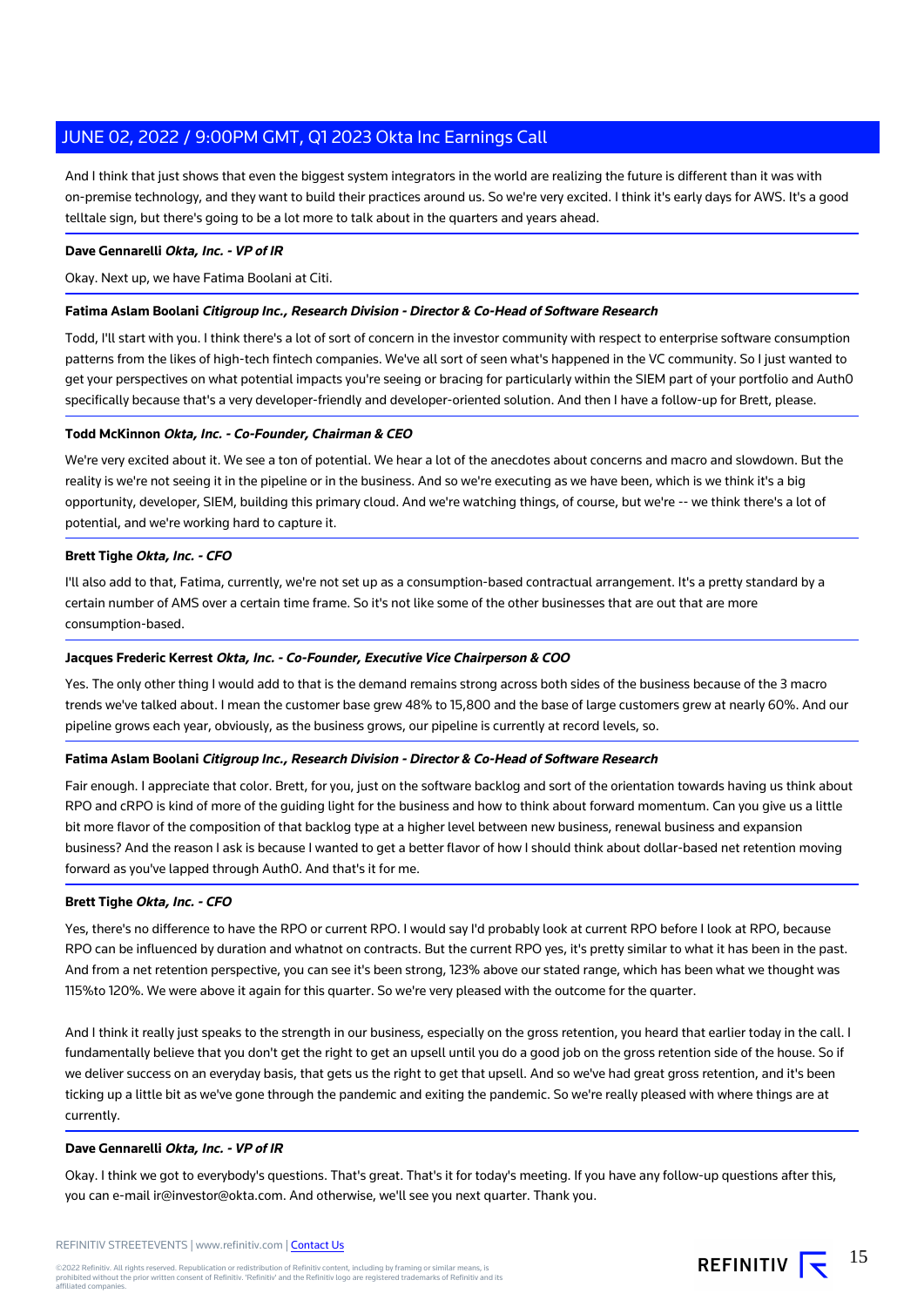And I think that just shows that even the biggest system integrators in the world are realizing the future is different than it was with on-premise technology, and they want to build their practices around us. So we're very excited. I think it's early days for AWS. It's a good telltale sign, but there's going to be a lot more to talk about in the quarters and years ahead.

**Dave Gennarelli** ***Okta, Inc. - VP of IR***

Okay. Next up, we have Fatima Boolani at Citi.

**Fatima Aslam Boolani** ***Citigroup Inc., Research Division - Director & Co-Head of Software Research***

Todd, I'll start with you. I think there's a lot of sort of concern in the investor community with respect to enterprise software consumption patterns from the likes of high-tech fintech companies. We've all sort of seen what's happened in the VC community. So I just wanted to get your perspectives on what potential impacts you're seeing or bracing for particularly within the SIEM part of your portfolio and Auth0 specifically because that's a very developer-friendly and developer-oriented solution. And then I have a follow-up for Brett, please.

**Todd McKinnon** ***Okta, Inc. - Co-Founder, Chairman & CEO***

We're very excited about it. We see a ton of potential. We hear a lot of the anecdotes about concerns and macro and slowdown. But the reality is we're not seeing it in the pipeline or in the business. And so we're executing as we have been, which is we think it's a big opportunity, developer, SIEM, building this primary cloud. And we're watching things, of course, but we're -- we think there's a lot of potential, and we're working hard to capture it.

**Brett Tighe** ***Okta, Inc. - CFO***

I'll also add to that, Fatima, currently, we're not set up as a consumption-based contractual arrangement. It's a pretty standard by a certain number of AMS over a certain time frame. So it's not like some of the other businesses that are out that are more consumption-based.

**Jacques Frederic Kerrest** ***Okta, Inc. - Co-Founder, Executive Vice Chairperson & COO***

Yes. The only other thing I would add to that is the demand remains strong across both sides of the business because of the 3 macro trends we've talked about. I mean the customer base grew 48% to 15,800 and the base of large customers grew at nearly 60%. And our pipeline grows each year, obviously, as the business grows, our pipeline is currently at record levels, so.

**Fatima Aslam Boolani** ***Citigroup Inc., Research Division - Director & Co-Head of Software Research***

Fair enough. I appreciate that color. Brett, for you, just on the software backlog and sort of the orientation towards having us think about RPO and cRPO is kind of more of the guiding light for the business and how to think about forward momentum. Can you give us a little bit more flavor of the composition of that backlog type at a higher level between new business, renewal business and expansion business? And the reason I ask is because I wanted to get a better flavor of how I should think about dollar-based net retention moving forward as you've lapped through Auth0. And that's it for me.

**Brett Tighe** ***Okta, Inc. - CFO***

Yes, there's no difference to have the RPO or current RPO. I would say I'd probably look at current RPO before I look at RPO, because RPO can be influenced by duration and whatnot on contracts. But the current RPO yes, it's pretty similar to what it has been in the past. And from a net retention perspective, you can see it's been strong, 123% above our stated range, which has been what we thought was 115%to 120%. We were above it again for this quarter. So we're very pleased with the outcome for the quarter.

And I think it really just speaks to the strength in our business, especially on the gross retention, you heard that earlier today in the call. I fundamentally believe that you don't get the right to get an upsell until you do a good job on the gross retention side of the house. So if we deliver success on an everyday basis, that gets us the right to get that upsell. And so we've had great gross retention, and it's been ticking up a little bit as we've gone through the pandemic and exiting the pandemic. So we're really pleased with where things are at currently.

**Dave Gennarelli** ***Okta, Inc. - VP of IR***

Okay. I think we got to everybody's questions. That's great. That's it for today's meeting. If you have any follow-up questions after this, you can e-mail ir@investor@okta.com. And otherwise, we'll see you next quarter. Thank you.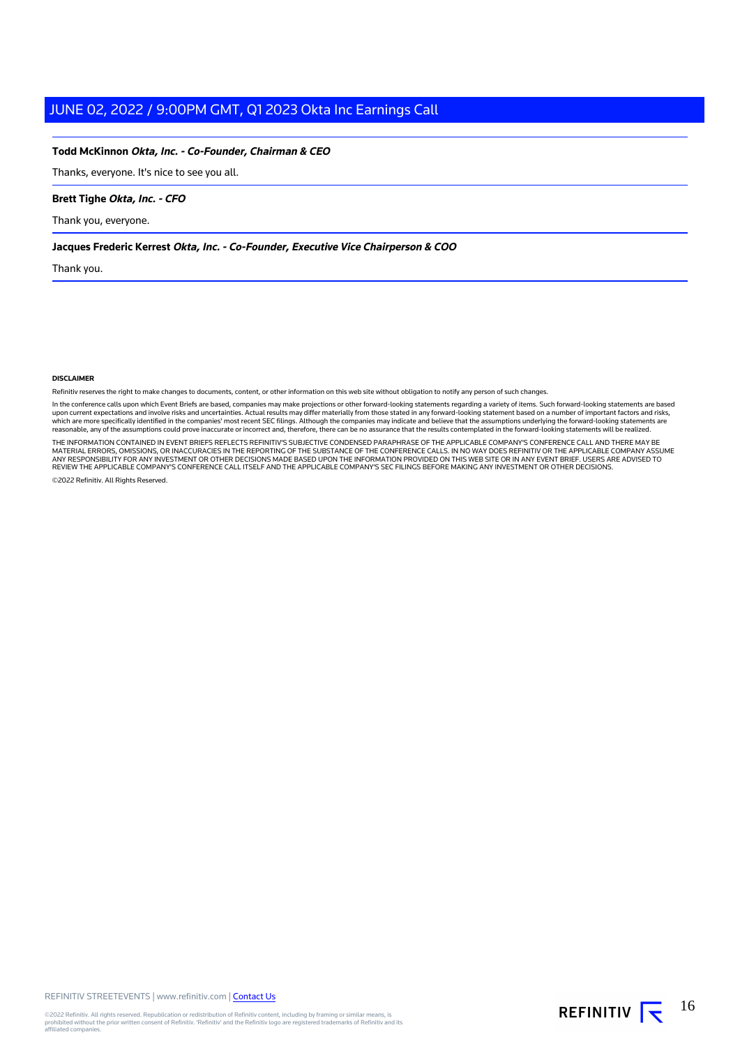**Todd McKinnon** ***Okta, Inc. - Co-Founder, Chairman & CEO***

Thanks, everyone. It's nice to see you all.

---

**Brett Tighe** ***Okta, Inc. - CFO***

Thank you, everyone.

---

**Jacques Frederic Kerrest** ***Okta, Inc. - Co-Founder, Executive Vice Chairperson & COO***

Thank you.

---

**DISCLAIMER**

Refinitiv reserves the right to make changes to documents, content, or other information on this web site without obligation to notify any person of such changes.

In the conference calls upon which Event Briefs are based, companies may make projections or other forward-looking statements regarding a variety of items. Such forward-looking statements are based upon current expectations and involve risks and uncertainties. Actual results may differ materially from those stated in any forward-looking statement based on a number of important factors and risks, which are more specifically identified in the companies' most recent SEC filings. Although the companies may indicate and believe that the assumptions underlying the forward-looking statements are reasonable, any of the assumptions could prove inaccurate or incorrect and, therefore, there can be no assurance that the results contemplated in the forward-looking statements will be realized.

THE INFORMATION CONTAINED IN EVENT BRIEFS REFLECTS REFINITIV'S SUBJECTIVE CONDENSED PARAPHRASE OF THE APPLICABLE COMPANY'S CONFERENCE CALL AND THERE MAY BE MATERIAL ERRORS, OMISSIONS, OR INACCURACIES IN THE REPORTING OF THE SUBSTANCE OF THE CONFERENCE CALLS. IN NO WAY DOES REFINITIV OR THE APPLICABLE COMPANY ASSUME ANY RESPONSIBILITY FOR ANY INVESTMENT OR OTHER DECISIONS MADE BASED UPON THE INFORMATION PROVIDED ON THIS WEB SITE OR IN ANY EVENT BRIEF. USERS ARE ADVISED TO REVIEW THE APPLICABLE COMPANY'S CONFERENCE CALL ITSELF AND THE APPLICABLE COMPANY'S SEC FILINGS BEFORE MAKING ANY INVESTMENT OR OTHER DECISIONS.

©2022 Refinitiv. All Rights Reserved.